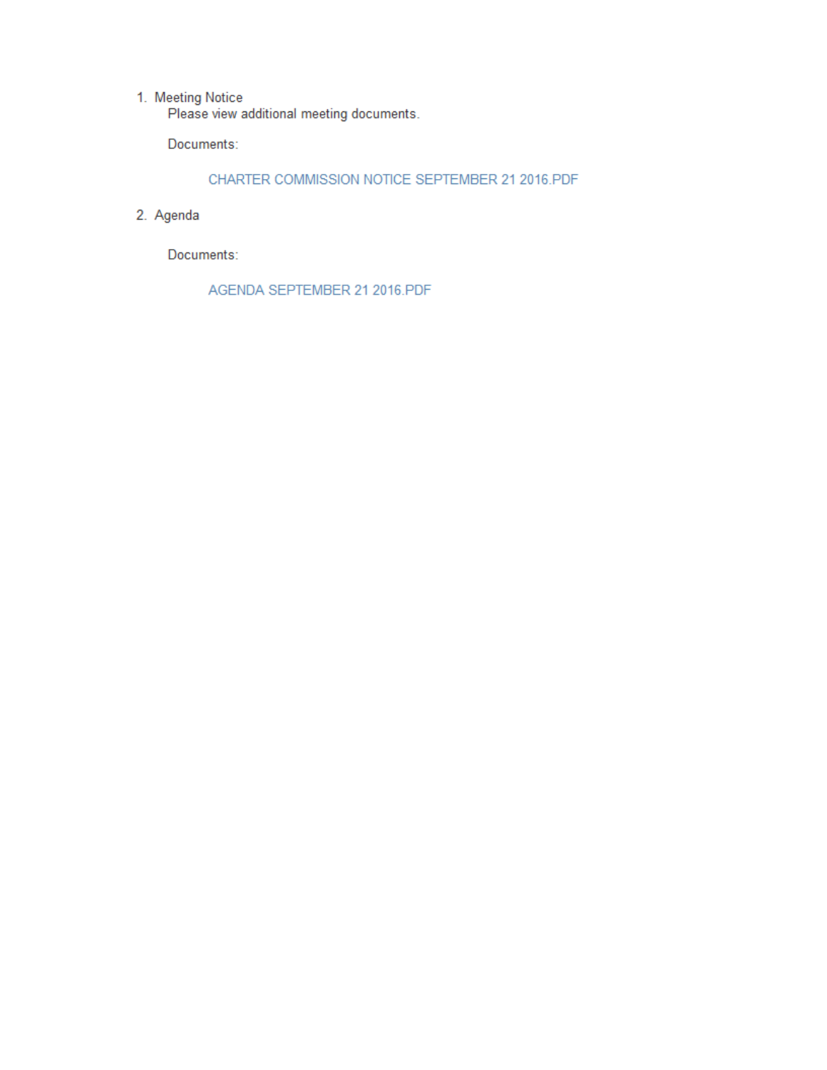1. Meeting Notice

   Please view additional meeting documents.

   Documents:

   CHARTER COMMISSION NOTICE SEPTEMBER 21 2016.PDF

2. Agenda

   Documents:

   AGENDA SEPTEMBER 21 2016.PDF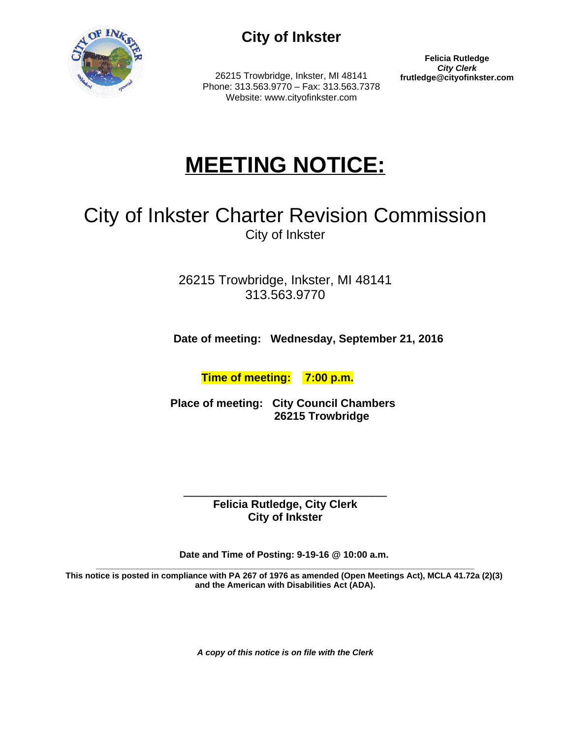**City of Inkster**

26215 Trowbridge, Inkster, MI 48141
Phone: 313.563.9770 – Fax: 313.563.7378
Website: www.cityofinkster.com

**Felicia Rutledge**
***City Clerk***
**frutledge@cityofinkster.com**

# MEETING NOTICE:

## City of Inkster Charter Revision Commission

City of Inkster

26215 Trowbridge, Inkster, MI 48141
313.563.9770

**Date of meeting: Wednesday, September 21, 2016**

**Time of meeting: 7:00 p.m.**

**Place of meeting: City Council Chambers**
**26215 Trowbridge**

\_\_\_\_\_\_\_\_\_\_\_\_\_\_\_\_\_\_\_\_\_\_\_\_\_\_\_\_\_\_\_\_\_\_\_
**Felicia Rutledge, City Clerk**
**City of Inkster**

**Date and Time of Posting: 9-19-16 @ 10:00 a.m.**

**This notice is posted in compliance with PA 267 of 1976 as amended (Open Meetings Act), MCLA 41.72a (2)(3) and the American with Disabilities Act (ADA).**

***A copy of this notice is on file with the Clerk***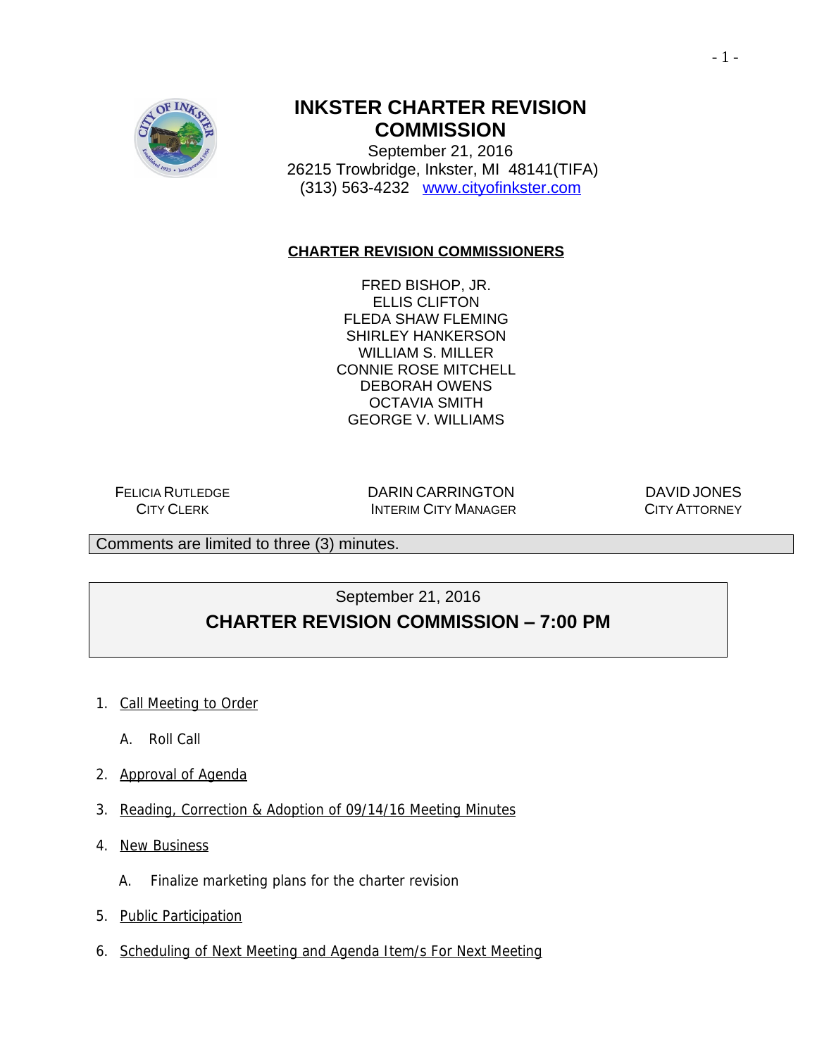# INKSTER CHARTER REVISION COMMISSION

September 21, 2016
26215 Trowbridge, Inkster, MI 48141(TIFA)
(313) 563-4232 www.cityofinkster.com

## CHARTER REVISION COMMISSIONERS

FRED BISHOP, JR.
ELLIS CLIFTON
FLEDA SHAW FLEMING
SHIRLEY HANKERSON
WILLIAM S. MILLER
CONNIE ROSE MITCHELL
DEBORAH OWENS
OCTAVIA SMITH
GEORGE V. WILLIAMS

FELICIA RUTLEDGE
CITY CLERK

DARIN CARRINGTON
INTERIM CITY MANAGER

DAVID JONES
CITY ATTORNEY

Comments are limited to three (3) minutes.

September 21, 2016

## CHARTER REVISION COMMISSION – 7:00 PM

1. Call Meeting to Order
   A. Roll Call
2. Approval of Agenda
3. Reading, Correction & Adoption of 09/14/16 Meeting Minutes
4. New Business
   A. Finalize marketing plans for the charter revision
5. Public Participation
6. Scheduling of Next Meeting and Agenda Item/s For Next Meeting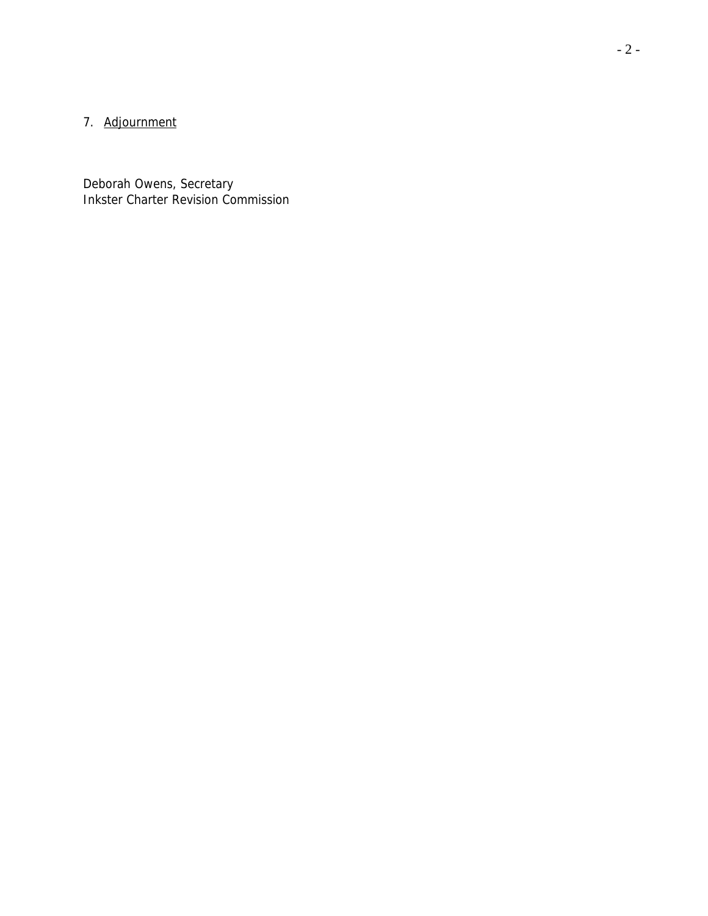7. <u>Adjournment</u>

Deborah Owens, Secretary
Inkster Charter Revision Commission